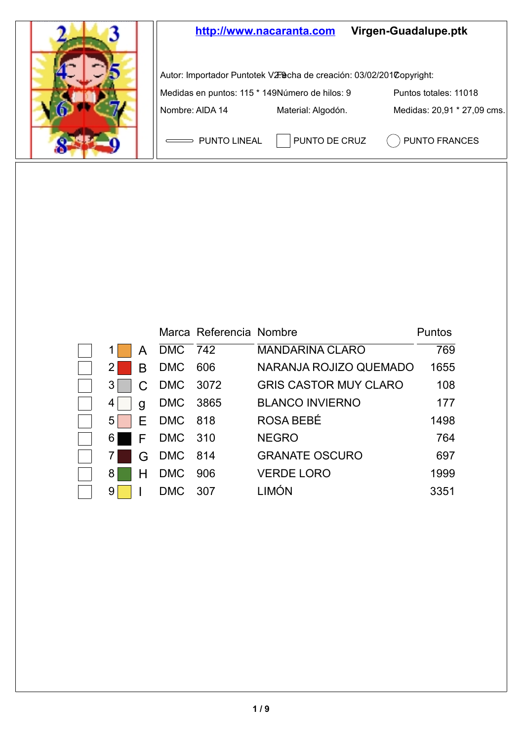http://www.nacaranta.com **Virgen-Guadalupe.ptk**

Autor: Importador Puntotek V2.0 Fecha de creación: 03/02/2017 Copyright:

Medidas en puntos: 115 * 149 Número de hilos: 9 Puntos totales: 11018

Nombre: AIDA 14 Material: Algodón. Medidas: 20,91 * 27,09 cms.

PUNTO LINEAL PUNTO DE CRUZ PUNTO FRANCES

| | | | Marca | Referencia | Nombre | Puntos |
|---|---|---|---|---|---|---|
| ☐ | 1 | A | DMC | 742 | MANDARINA CLARO | 769 |
| ☐ | 2 | B | DMC | 606 | NARANJA ROJIZO QUEMADO | 1655 |
| ☐ | 3 | C | DMC | 3072 | GRIS CASTOR MUY CLARO | 108 |
| ☐ | 4 | g | DMC | 3865 | BLANCO INVIERNO | 177 |
| ☐ | 5 | E | DMC | 818 | ROSA BEBÉ | 1498 |
| ☐ | 6 | F | DMC | 310 | NEGRO | 764 |
| ☐ | 7 | G | DMC | 814 | GRANATE OSCURO | 697 |
| ☐ | 8 | H | DMC | 906 | VERDE LORO | 1999 |
| ☐ | 9 | I | DMC | 307 | LIMÓN | 3351 |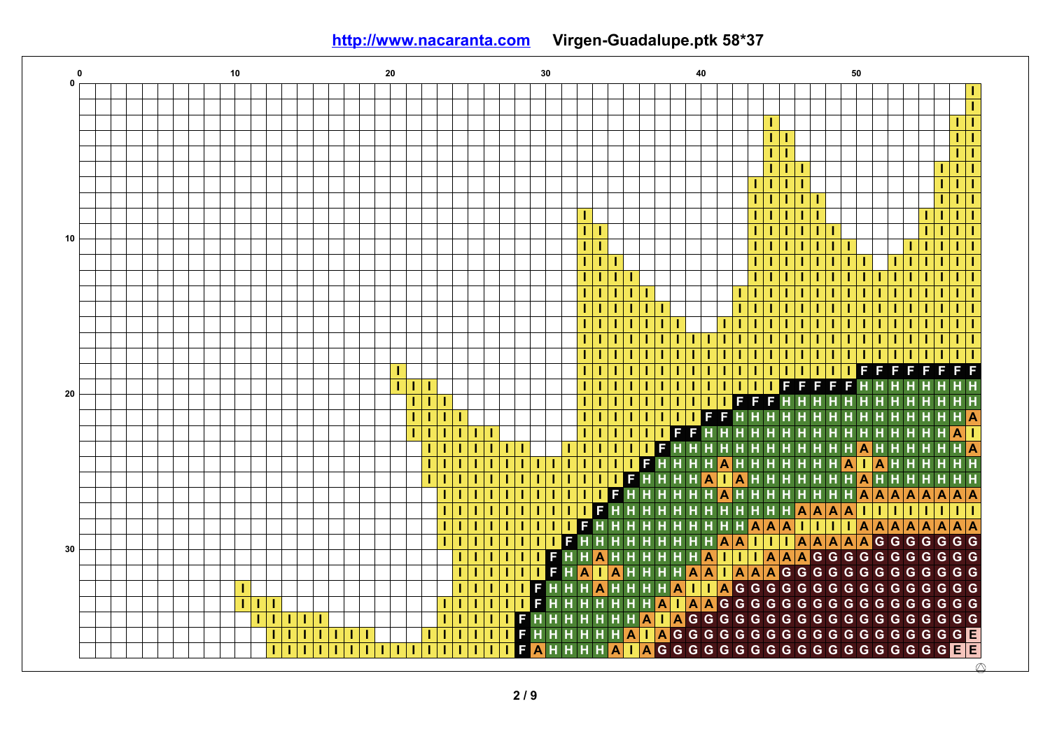http://www.nacaranta.com **Virgen-Guadalupe.ptk 58*37**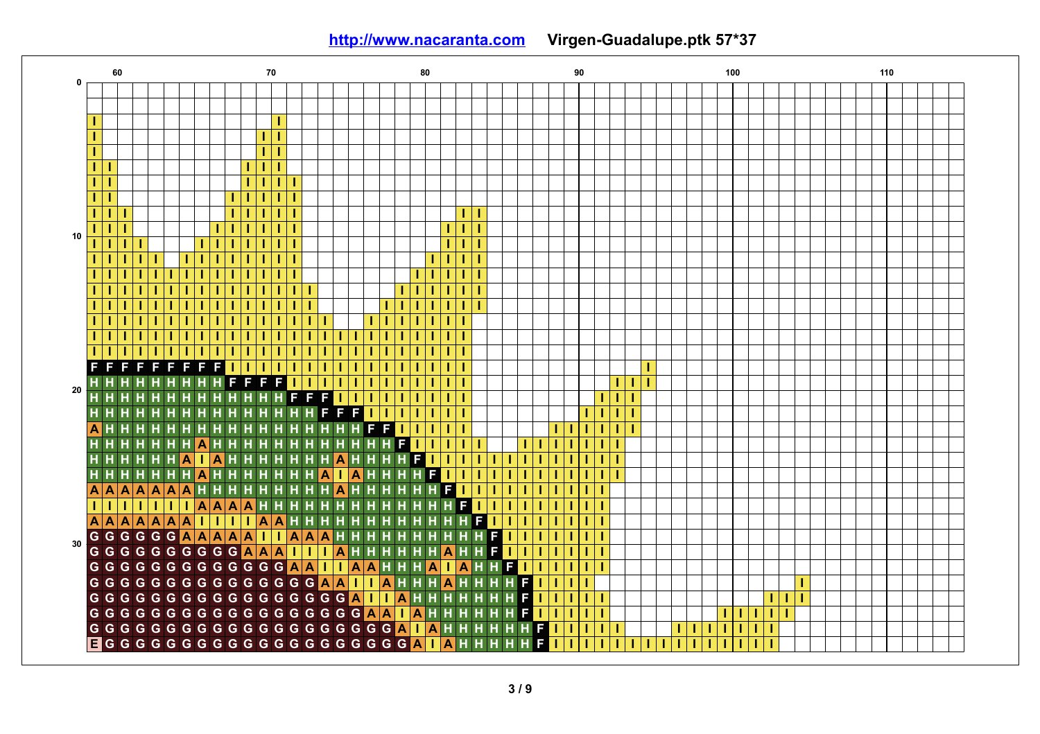**http://www.nacaranta.com** **Virgen-Guadalupe.ptk 57*37**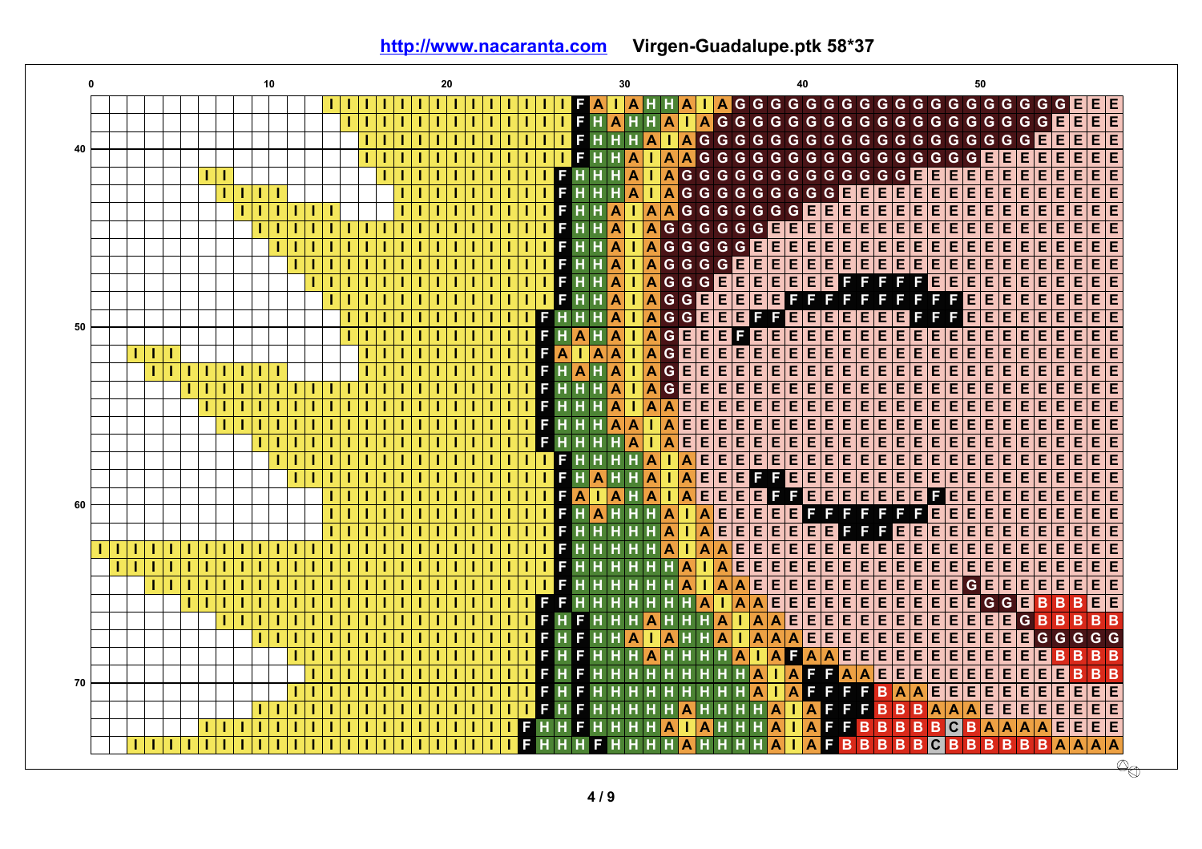**http://www.nacaranta.com** **Virgen-Guadalupe.ptk 58*37**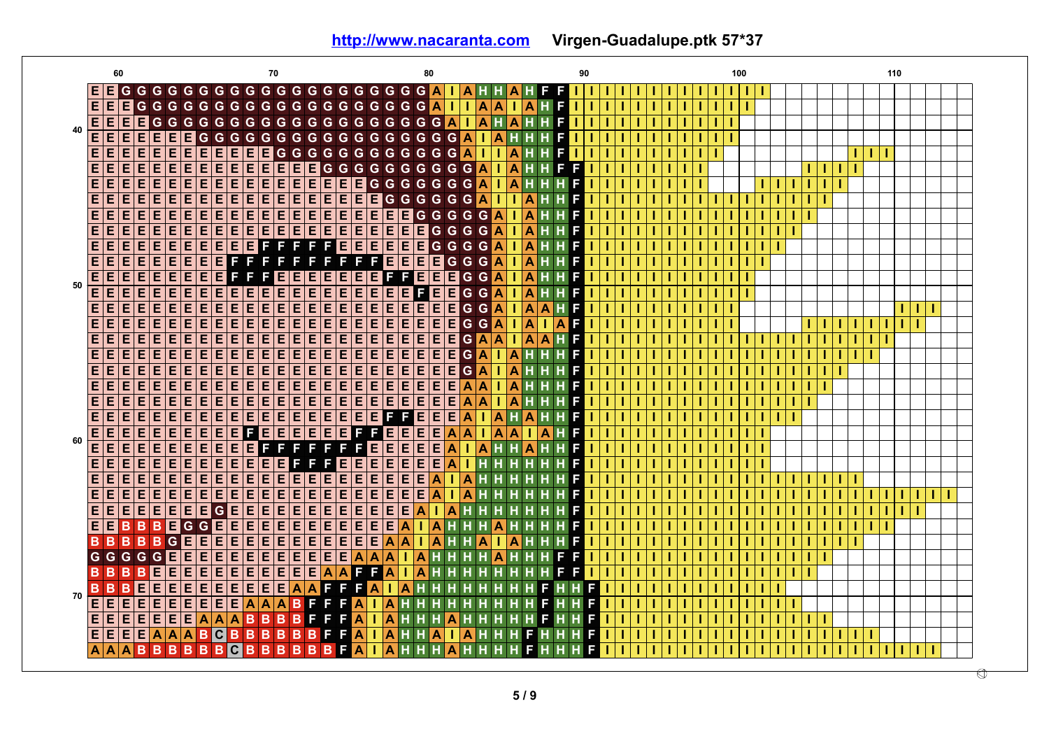**http://www.nacaranta.com** **Virgen-Guadalupe.ptk 57*37**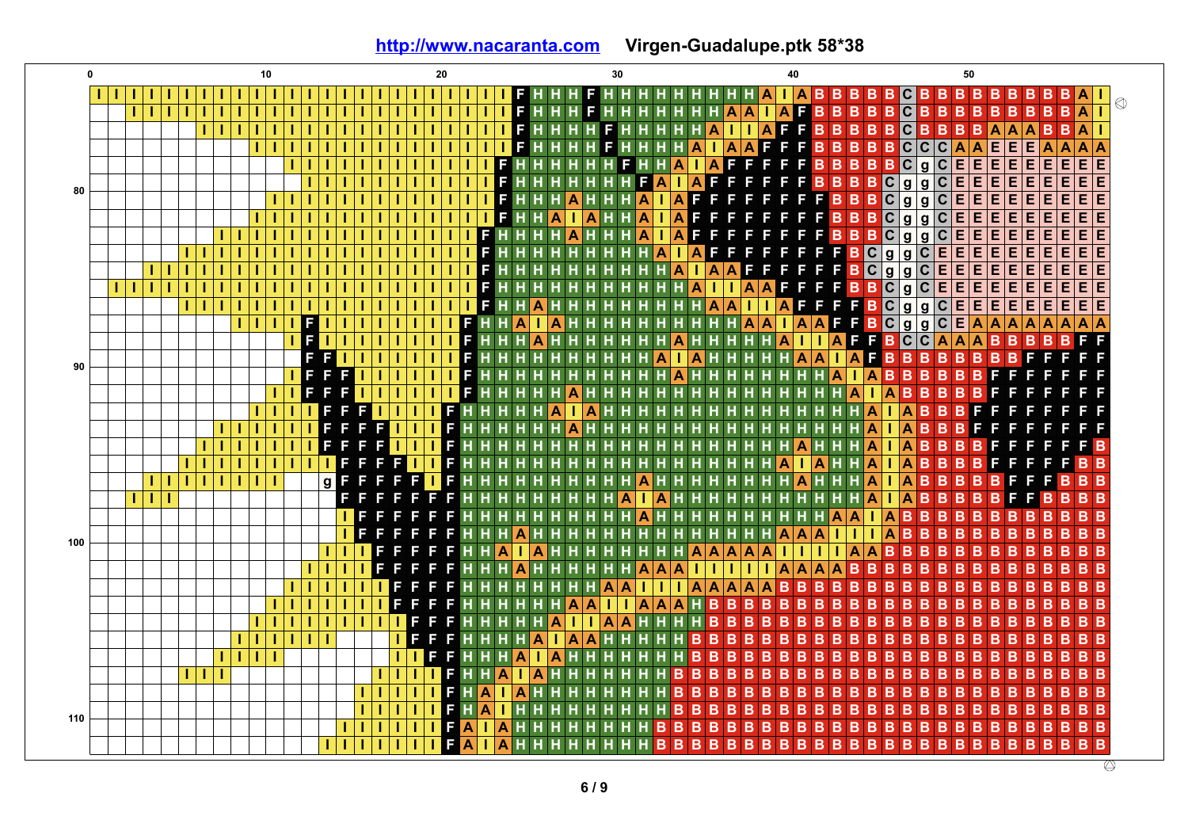**http://www.nacaranta.com** **Virgen-Guadalupe.ptk 58*38**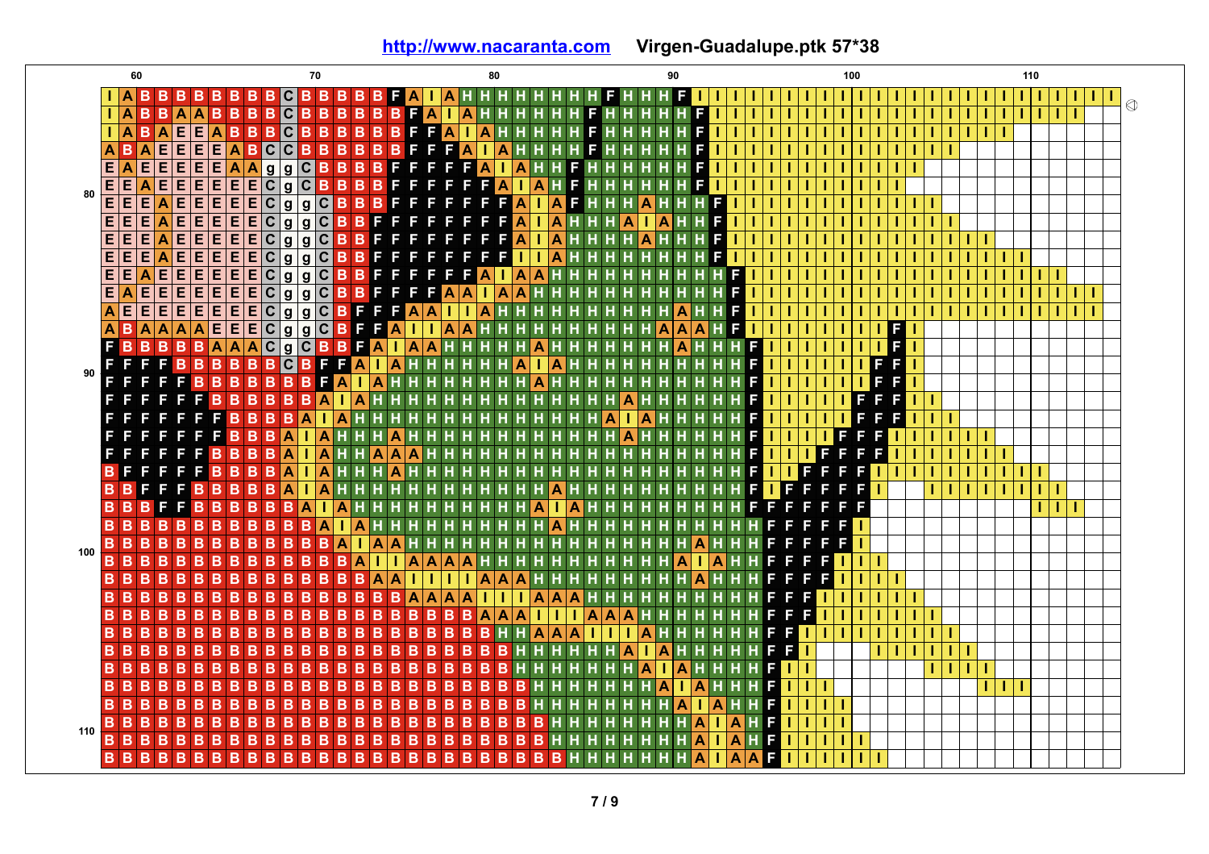**http://www.nacaranta.com** **Virgen-Guadalupe.ptk 57*38**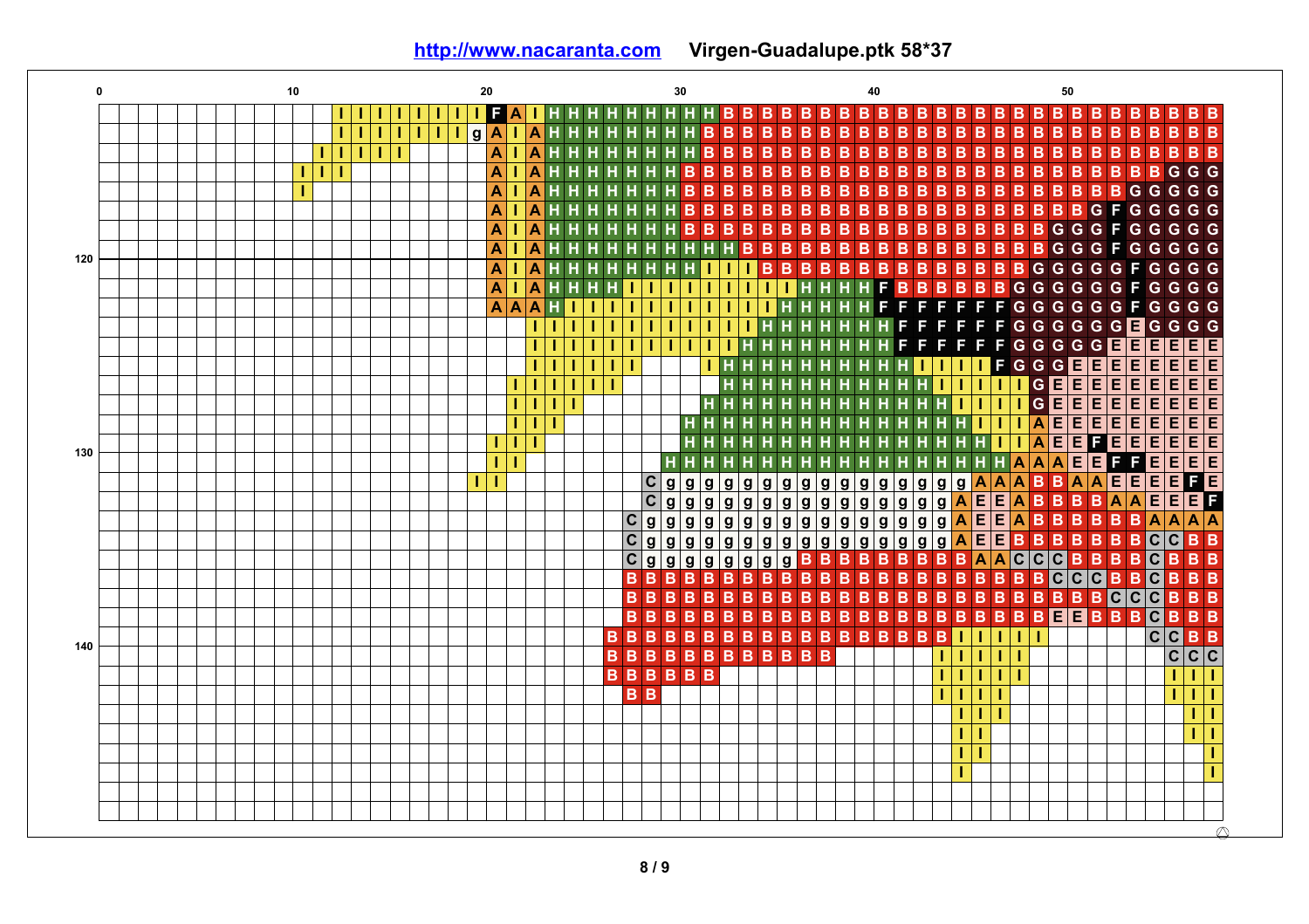**http://www.nacaranta.com** **Virgen-Guadalupe.ptk 58*37**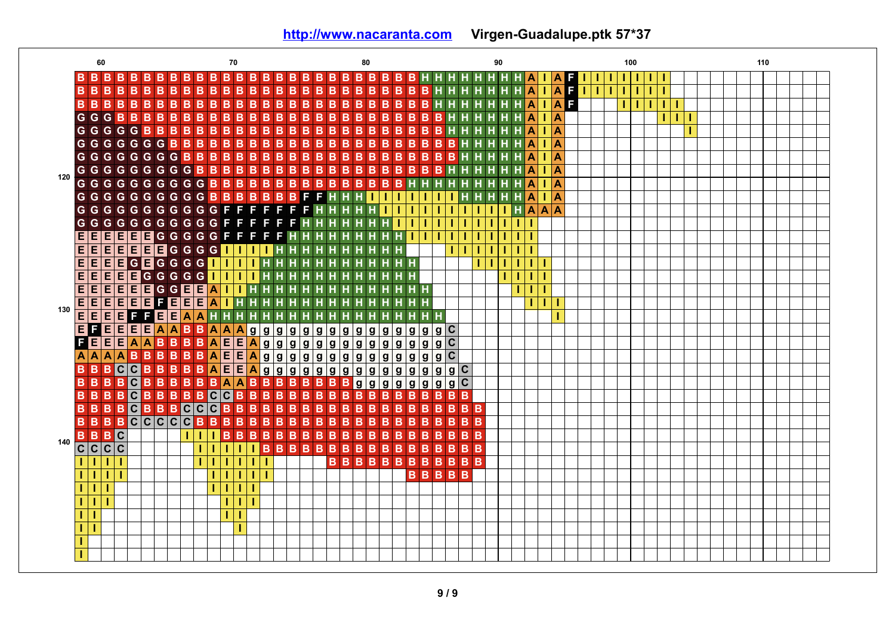60
70
80
90
100
110

120
130
140